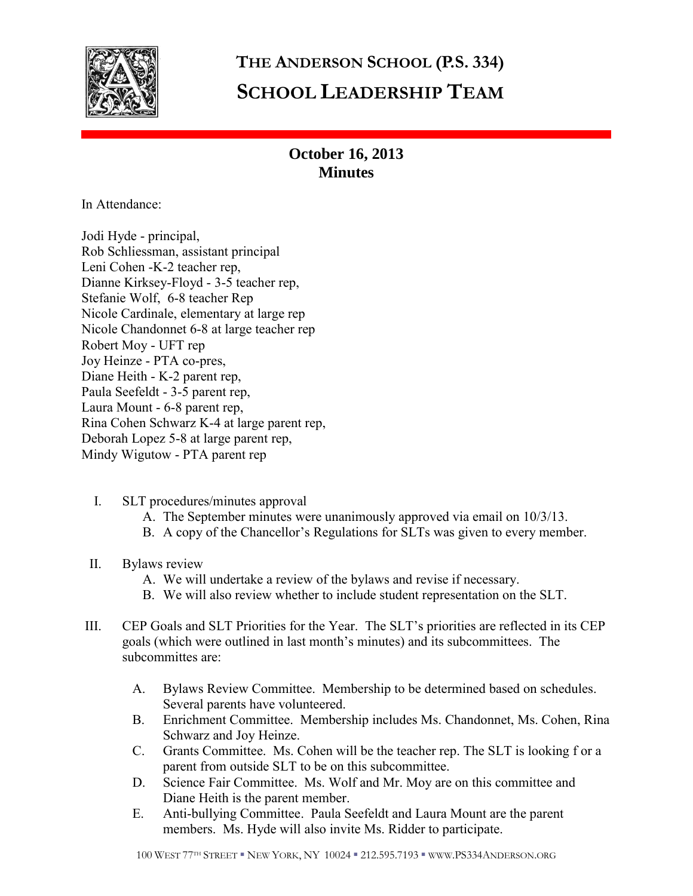# THE ANDERSON SCHOOL (P.S. 334)

## SCHOOL LEADERSHIP TEAM

### October 16, 2013
### Minutes

In Attendance:

Jodi Hyde - principal,
Rob Schliessman, assistant principal
Leni Cohen -K-2 teacher rep,
Dianne Kirksey-Floyd - 3-5 teacher rep,
Stefanie Wolf, 6-8 teacher Rep
Nicole Cardinale, elementary at large rep
Nicole Chandonnet 6-8 at large teacher rep
Robert Moy - UFT rep
Joy Heinze - PTA co-pres,
Diane Heith - K-2 parent rep,
Paula Seefeldt - 3-5 parent rep,
Laura Mount - 6-8 parent rep,
Rina Cohen Schwarz K-4 at large parent rep,
Deborah Lopez 5-8 at large parent rep,
Mindy Wigutow - PTA parent rep

I. SLT procedures/minutes approval
   A. The September minutes were unanimously approved via email on 10/3/13.
   B. A copy of the Chancellor's Regulations for SLTs was given to every member.

II. Bylaws review
   A. We will undertake a review of the bylaws and revise if necessary.
   B. We will also review whether to include student representation on the SLT.

III. CEP Goals and SLT Priorities for the Year. The SLT's priorities are reflected in its CEP goals (which were outlined in last month's minutes) and its subcommittees. The subcommittes are:

   A. Bylaws Review Committee. Membership to be determined based on schedules. Several parents have volunteered.
   B. Enrichment Committee. Membership includes Ms. Chandonnet, Ms. Cohen, Rina Schwarz and Joy Heinze.
   C. Grants Committee. Ms. Cohen will be the teacher rep. The SLT is looking f or a parent from outside SLT to be on this subcommittee.
   D. Science Fair Committee. Ms. Wolf and Mr. Moy are on this committee and Diane Heith is the parent member.
   E. Anti-bullying Committee. Paula Seefeldt and Laura Mount are the parent members. Ms. Hyde will also invite Ms. Ridder to participate.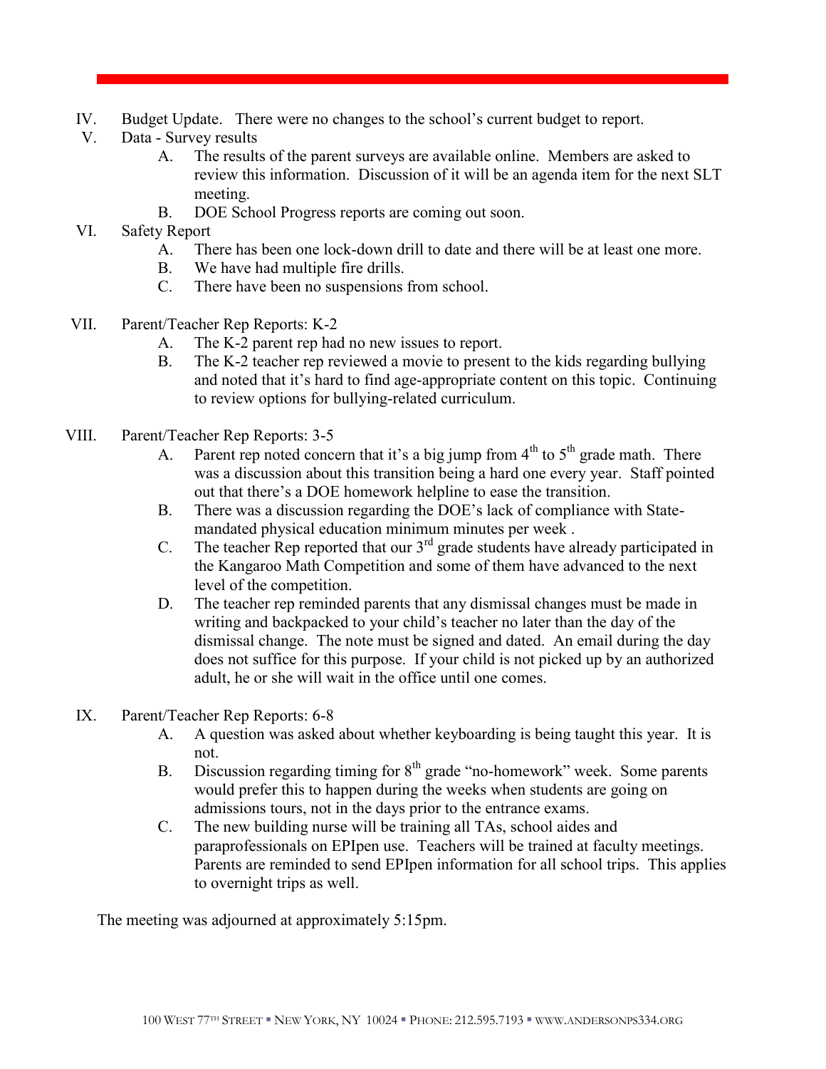IV. Budget Update. There were no changes to the school's current budget to report.

V. Data - Survey results
   A. The results of the parent surveys are available online. Members are asked to review this information. Discussion of it will be an agenda item for the next SLT meeting.
   B. DOE School Progress reports are coming out soon.

VI. Safety Report
   A. There has been one lock-down drill to date and there will be at least one more.
   B. We have had multiple fire drills.
   C. There have been no suspensions from school.

VII. Parent/Teacher Rep Reports: K-2
   A. The K-2 parent rep had no new issues to report.
   B. The K-2 teacher rep reviewed a movie to present to the kids regarding bullying and noted that it's hard to find age-appropriate content on this topic. Continuing to review options for bullying-related curriculum.

VIII. Parent/Teacher Rep Reports: 3-5
   A. Parent rep noted concern that it's a big jump from 4th to 5th grade math. There was a discussion about this transition being a hard one every year. Staff pointed out that there's a DOE homework helpline to ease the transition.
   B. There was a discussion regarding the DOE's lack of compliance with State-mandated physical education minimum minutes per week .
   C. The teacher Rep reported that our 3rd grade students have already participated in the Kangaroo Math Competition and some of them have advanced to the next level of the competition.
   D. The teacher rep reminded parents that any dismissal changes must be made in writing and backpacked to your child's teacher no later than the day of the dismissal change. The note must be signed and dated. An email during the day does not suffice for this purpose. If your child is not picked up by an authorized adult, he or she will wait in the office until one comes.

IX. Parent/Teacher Rep Reports: 6-8
   A. A question was asked about whether keyboarding is being taught this year. It is not.
   B. Discussion regarding timing for 8th grade "no-homework" week. Some parents would prefer this to happen during the weeks when students are going on admissions tours, not in the days prior to the entrance exams.
   C. The new building nurse will be training all TAs, school aides and paraprofessionals on EPIpen use. Teachers will be trained at faculty meetings. Parents are reminded to send EPIpen information for all school trips. This applies to overnight trips as well.

The meeting was adjourned at approximately 5:15pm.